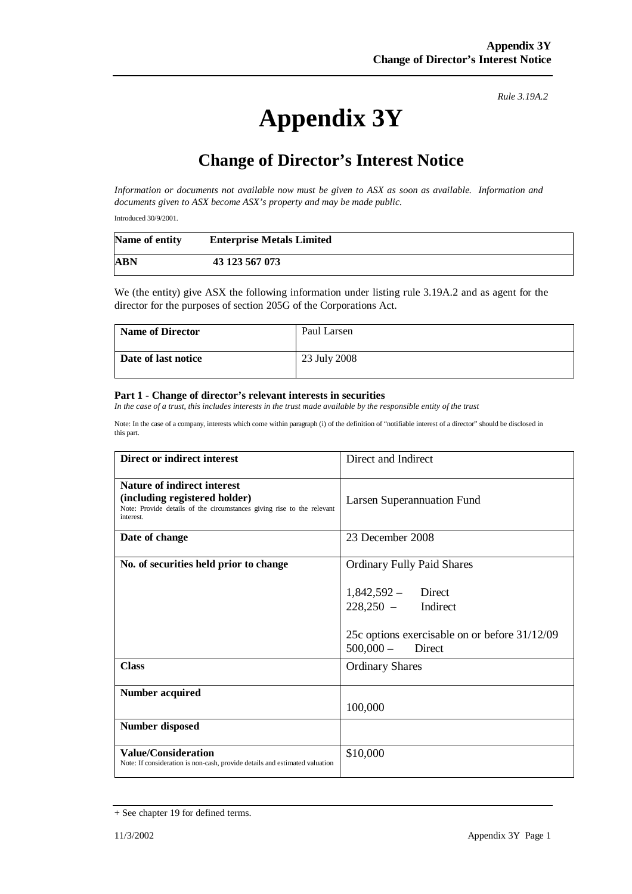*Rule 3.19A.2*

# Appendix 3Y

## Change of Director's Interest Notice

*Information or documents not available now must be given to ASX as soon as available. Information and documents given to ASX become ASX's property and may be made public.*

Introduced 30/9/2001.

| **Name of entity** | **Enterprise Metals Limited** |
|---|---|
| **ABN** | **43 123 567 073** |

We (the entity) give ASX the following information under listing rule 3.19A.2 and as agent for the director for the purposes of section 205G of the Corporations Act.

| **Name of Director** | Paul Larsen |
|---|---|
| **Date of last notice** | 23 July 2008 |

#### Part 1 - Change of director's relevant interests in securities

*In the case of a trust, this includes interests in the trust made available by the responsible entity of the trust*

Note: In the case of a company, interests which come within paragraph (i) of the definition of "notifiable interest of a director" should be disclosed in this part.

| | |
|---|---|
| **Direct or indirect interest** | Direct and Indirect |
| **Nature of indirect interest (including registered holder)**<br>Note: Provide details of the circumstances giving rise to the relevant interest. | Larsen Superannuation Fund |
| **Date of change** | 23 December 2008 |
| **No. of securities held prior to change** | Ordinary Fully Paid Shares<br><br>1,842,592 – Direct<br>228,250 – Indirect<br><br>25c options exercisable on or before 31/12/09<br>500,000 – Direct |
| **Class** | Ordinary Shares |
| **Number acquired** | 100,000 |
| **Number disposed** | |
| **Value/Consideration**<br>Note: If consideration is non-cash, provide details and estimated valuation | $10,000 |

+ See chapter 19 for defined terms.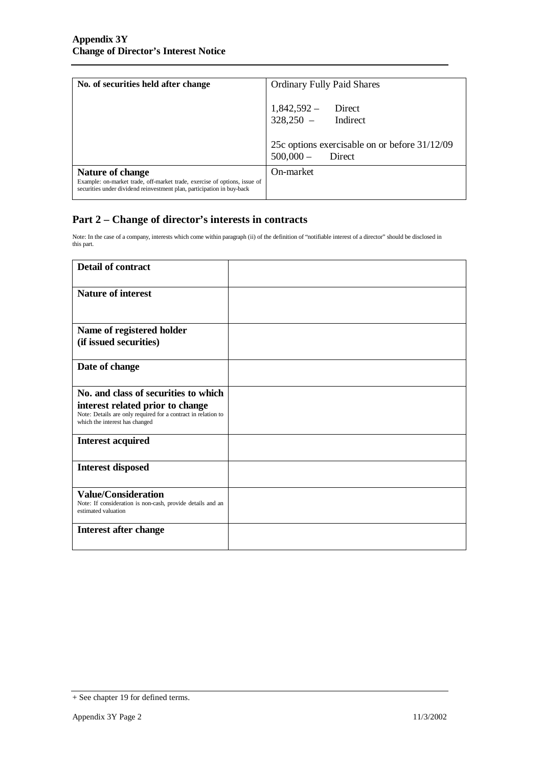| | |
|---|---|
| **No. of securities held after change** | Ordinary Fully Paid Shares<br><br>1,842,592 – Direct<br>328,250 – Indirect<br><br>25c options exercisable on or before 31/12/09<br>500,000 – Direct |
| **Nature of change**<br>Example: on-market trade, off-market trade, exercise of options, issue of securities under dividend reinvestment plan, participation in buy-back | On-market |

## Part 2 – Change of director's interests in contracts

Note: In the case of a company, interests which come within paragraph (ii) of the definition of "notifiable interest of a director" should be disclosed in this part.

| | |
|---|---|
| **Detail of contract** | |
| **Nature of interest** | |
| **Name of registered holder (if issued securities)** | |
| **Date of change** | |
| **No. and class of securities to which interest related prior to change**<br>Note: Details are only required for a contract in relation to which the interest has changed | |
| **Interest acquired** | |
| **Interest disposed** | |
| **Value/Consideration**<br>Note: If consideration is non-cash, provide details and an estimated valuation | |
| **Interest after change** | |

+ See chapter 19 for defined terms.